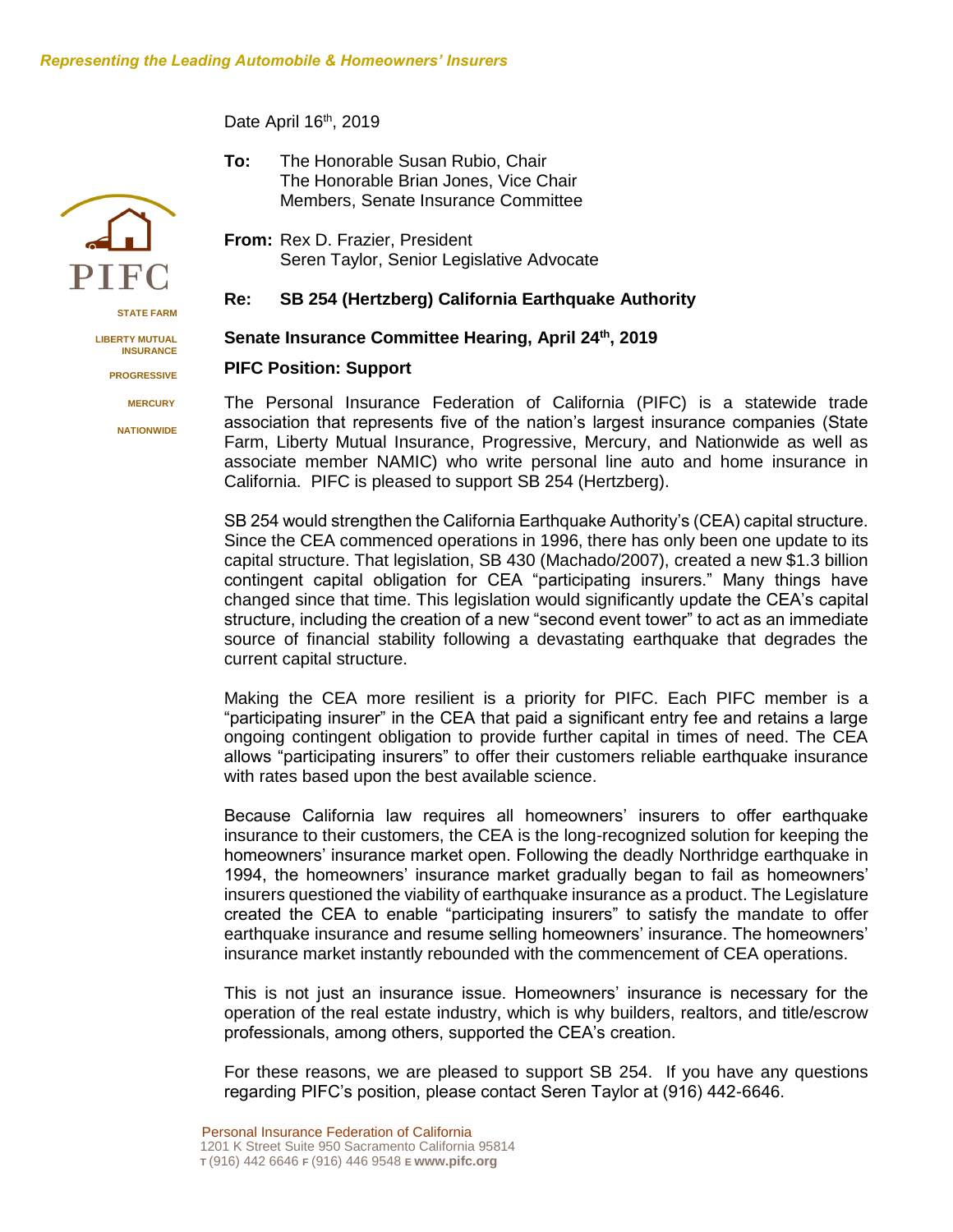*Representing the Leading Automobile & Homeowners' Insurers*

PIFC

STATE FARM

LIBERTY MUTUAL INSURANCE

PROGRESSIVE

MERCURY

NATIONWIDE

Date April 16th, 2019

**To:** The Honorable Susan Rubio, Chair
The Honorable Brian Jones, Vice Chair
Members, Senate Insurance Committee

**From:** Rex D. Frazier, President
Seren Taylor, Senior Legislative Advocate

**Re: SB 254 (Hertzberg) California Earthquake Authority**

**Senate Insurance Committee Hearing, April 24th, 2019**

**PIFC Position: Support**

The Personal Insurance Federation of California (PIFC) is a statewide trade association that represents five of the nation's largest insurance companies (State Farm, Liberty Mutual Insurance, Progressive, Mercury, and Nationwide as well as associate member NAMIC) who write personal line auto and home insurance in California. PIFC is pleased to support SB 254 (Hertzberg).

SB 254 would strengthen the California Earthquake Authority's (CEA) capital structure. Since the CEA commenced operations in 1996, there has only been one update to its capital structure. That legislation, SB 430 (Machado/2007), created a new $1.3 billion contingent capital obligation for CEA "participating insurers." Many things have changed since that time. This legislation would significantly update the CEA's capital structure, including the creation of a new "second event tower" to act as an immediate source of financial stability following a devastating earthquake that degrades the current capital structure.

Making the CEA more resilient is a priority for PIFC. Each PIFC member is a "participating insurer" in the CEA that paid a significant entry fee and retains a large ongoing contingent obligation to provide further capital in times of need. The CEA allows "participating insurers" to offer their customers reliable earthquake insurance with rates based upon the best available science.

Because California law requires all homeowners' insurers to offer earthquake insurance to their customers, the CEA is the long-recognized solution for keeping the homeowners' insurance market open. Following the deadly Northridge earthquake in 1994, the homeowners' insurance market gradually began to fail as homeowners' insurers questioned the viability of earthquake insurance as a product. The Legislature created the CEA to enable "participating insurers" to satisfy the mandate to offer earthquake insurance and resume selling homeowners' insurance. The homeowners' insurance market instantly rebounded with the commencement of CEA operations.

This is not just an insurance issue. Homeowners' insurance is necessary for the operation of the real estate industry, which is why builders, realtors, and title/escrow professionals, among others, supported the CEA's creation.

For these reasons, we are pleased to support SB 254. If you have any questions regarding PIFC's position, please contact Seren Taylor at (916) 442-6646.

Personal Insurance Federation of California
1201 K Street Suite 950 Sacramento California 95814
T (916) 442 6646 F (916) 446 9548 E www.pifc.org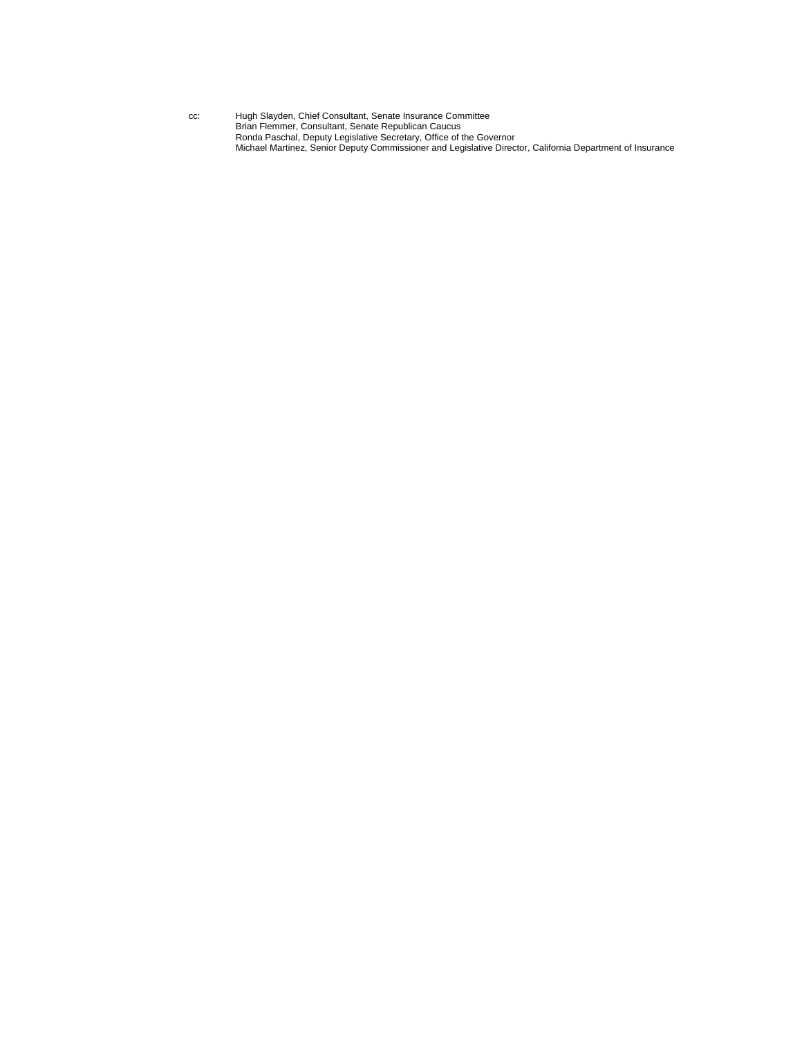cc: Hugh Slayden, Chief Consultant, Senate Insurance Committee
Brian Flemmer, Consultant, Senate Republican Caucus
Ronda Paschal, Deputy Legislative Secretary, Office of the Governor
Michael Martinez, Senior Deputy Commissioner and Legislative Director, California Department of Insurance